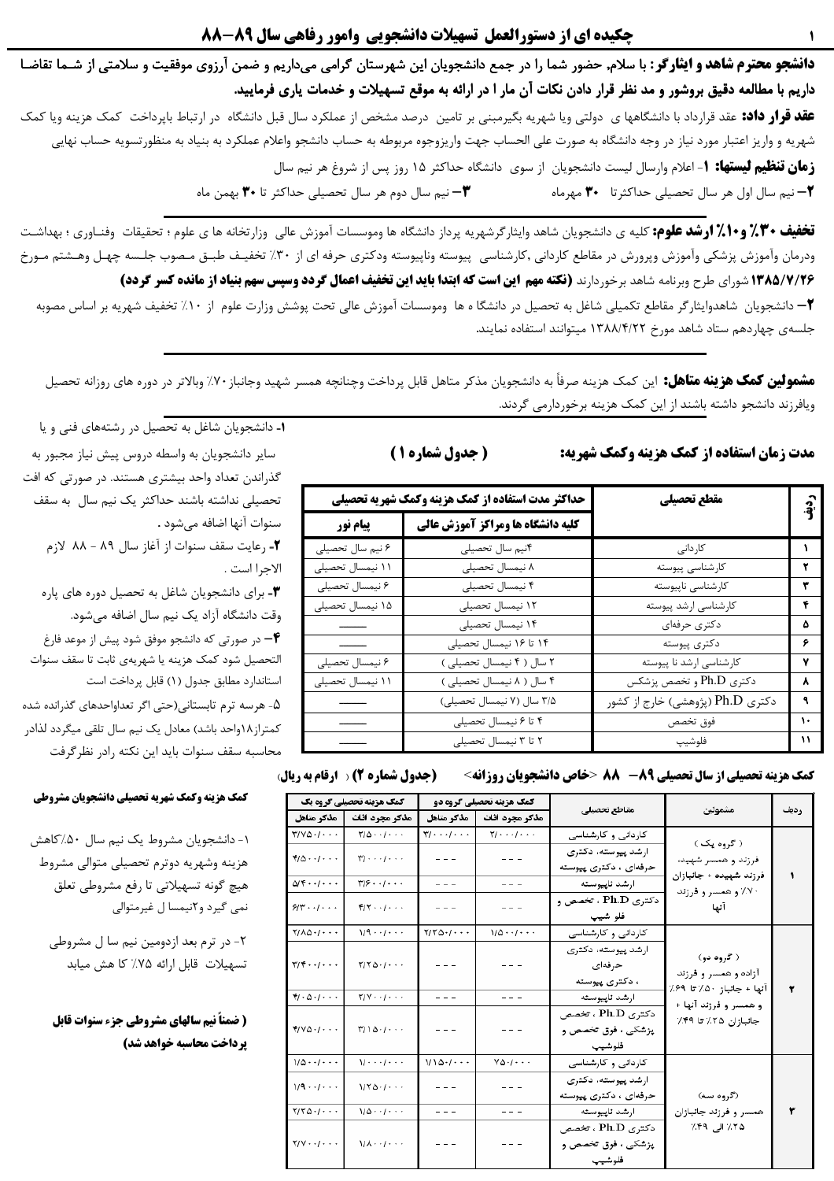# چکیده ای از دستورالعمل تسهیلات دانشجویی وامور رفاهی سال ۸۹–۸۸

**دانشجو محترم شاهد و ایثارگر:** با سلام، حضور شما را در جمع دانشجویان این شهرستان گرامی می‌داریم و ضمن آرزوی موفقیت و سلامتی از شـما تقاضـا داریم با مطالعه دقیق بروشور و مد نظر قرار دادن نکات آن مار ا در ارائه به موقع تسهیلات و خدمات یاری فرمایید.

**عقد قرار داد:** عقد قرارداد با دانشگاهها ی دولتی ویا شهریه بگیرمبنی بر تامین درصد مشخص از عملکرد سال قبل دانشگاه در ارتباط باپرداخت کمک هزینه ویا کمک شهریه و واریز اعتبار مورد نیاز در وجه دانشگاه به صورت علی الحساب جهت واریزوجوه مربوطه به حساب دانشجو واعلام عملکرد به بنیاد به منظورتسویه حساب نهایی

**زمان تنظیم لیستها:** ۱- اعلام وارسال لیست دانشجویان از سوی دانشگاه حداکثر ۱۵ روز پس از شروع هر نیم سال

۲– نیم سال اول هر سال تحصیلی حداکثرتا **۳۰** مهرماه ۳– نیم سال دوم هر سال تحصیلی حداکثر تا **۳۰** بهمن ماه

**تخفیف ۳۰٪ و۱۰٪ ارشد علوم:** کلیه ی دانشجویان شاهد وایثارگرشهریه پرداز دانشگاه ها وموسسات آموزش عالی وزارتخانه ها ی علوم ؛ تحقیقات وفنـاوری ؛ بهداشـت ودرمان وآموزش پزشکی وآموزش وپرورش در مقاطع کاردانی ،کارشناسی پیوسته وناپیوسته ودکتری حرفه ای از ۳۰٪ تخفیـف طبـق مـصوب جلـسه چهـل وهـشتم مـورخ **۱۳۸۵/۷/۲۶** شورای طرح وبرنامه شاهد برخوردارند **(نکته مهم این است که ابتدا باید این تخفیف اعمال گردد وسپس سهم بنیاد از مانده کسر گردد)**

۲– دانشجویان شاهدوایثارگر مقاطع تکمیلی شاغل به تحصیل در دانشگا ه ها وموسسات آموزش عالی تحت پوشش وزارت علوم از ۱۰٪ تخفیف شهریه بر اساس مصوبه جلسه‌ی چهاردهم ستاد شاهد مورخ ۱۳۸۸/۴/۲۲ میتوانند استفاده نمایند.

**مشمولین کمک هزینه متاهل:** این کمک هزینه صرفاً به دانشجویان مذکر متاهل قابل پرداخت وچنانچه همسر شهید وجانباز۷۰٪ وبالاتر در دوره های روزانه تحصیل ویافرزند دانشجو داشته باشند از این کمک هزینه برخوردارمی گردند.

**مدت زمان استفاده از کمک هزینه وکمک شهریه: ( جدول شماره ۱ )**

| ردیف | مقطع تحصیلی | حداکثر مدت استفاده از کمک هزینه وکمک شهریه تحصیلی: کلیه دانشگاه ها ومراکز آموزش عالی | پیام نور |
|---|---|---|---|
| ۱ | کاردانی | ۴نیم سال تحصیلی | ۶ نیم سال تحصیلی |
| ۲ | کارشناسی پیوسته | ۸ نیمسال تحصیلی | ۱۱ نیمسال تحصیلی |
| ۳ | کارشناسی ناپیوسته | ۴ نیمسال تحصیلی | ۶ نیمسال تحصیلی |
| ۴ | کارشناسی ارشد پیوسته | ۱۲ نیمسال تحصیلی | ۱۵ نیمسال تحصیلی |
| ۵ | دکتری حرفه‌ای | ۱۴ نیمسال تحصیلی | ——— |
| ۶ | دکتری پیوسته | ۱۴ تا ۱۶ نیمسال تحصیلی | ——— |
| ۷ | کارشناسی ارشد نا پیوسته | ۲ سال ( ۴ نیمسال تحصیلی ) | ۶ نیمسال تحصیلی |
| ۸ | دکتری Ph.D و تخصص پزشکی | ۴ سال ( ۸ نیمسال تحصیلی ) | ۱۱ نیمسال تحصیلی |
| ۹ | دکتری Ph.D (پژوهشی) خارج از کشور | ۳/۵ سال (۷ نیمسال تحصیلی) | ——— |
| ۱۰ | فوق تخصص | ۴ تا ۶ نیمسال تحصیلی | ——— |
| ۱۱ | فلوشیپ | ۲ تا ۳ نیمسال تحصیلی | ——— |

۱- دانشجویان شاغل به تحصیل در رشته‌های فنی و یا سایر دانشجویان به واسطه دروس پیش نیاز مجبور به گذراندن تعداد واحد بیشتری هستند. در صورتی که افت تحصیلی نداشته باشند حداکثر یک نیم سال به سقف سنوات آنها اضافه می‌شود .

۲- رعایت سقف سنوات از آغاز سال ۸۹ - ۸۸ لازم الاجرا است .

۳- برای دانشجویان شاغل به تحصیل دوره های پاره وقت دانشگاه آزاد یک نیم سال اضافه می‌شود.

۴– در صورتی که دانشجو موفق شود پیش از موعد فارغ التحصیل شود کمک هزینه یا شهریه‌ی ثابت تا سقف سنوات استاندارد مطابق جدول (۱) قابل پرداخت است

۵- هرسه ترم تابستانی(حتی اگر تعداواحدهای گذرانده شده کمتراز۱۸واحد باشد) معادل یک نیم سال تلقی میگردد لذادر محاسبه سقف سنوات باید این نکته رادر نظرگرفت

**کمک هزینه تحصیلی از سال تحصیلی ۸۹– ۸۸ <خاص دانشجویان روزانه> (جدول شماره ۲) ( ارقام به ریال)**

| ردیف | مشمولین | مقاطع تحصیلی | کمک هزینه تحصیلی گروه دو: مذکر مجرد اناث | کمک هزینه تحصیلی گروه دو: مذکر متاهل | کمک هزینه تحصیلی گروه یک: مذکر مجرد اناث | کمک هزینه تحصیلی گروه یک: مذکر متاهل |
|---|---|---|---|---|---|---|
| ۱ | ( گروه یک ) فرزند و همسر شهید، فرزند شهیده + جانبازان ۷۰٪ و همسر و فرزند آنها | کاردانی و کارشناسی | ۲/۰۰۰/۰۰۰ | ۳/۰۰۰/۰۰۰ | ۲/۵۰۰/۰۰۰ | ۳/۷۵۰/۰۰۰ |
| | | ارشد پیوسته، دکتری حرفه‌ای ، دکتری پیوسته | - - - | - - - | ۳/۰۰۰/۰۰۰ | ۴/۵۰۰/۰۰۰ |
| | | ارشد ناپیوسته | - - - | - - - | ۳/۶۰۰/۰۰۰ | ۵/۴۰۰/۰۰۰ |
| | | دکتری Ph.D ، تخصص و فلو شیپ | - - - | - - - | ۴/۲۰۰/۰۰۰ | ۶/۳۰۰/۰۰۰ |
| ۲ | ( گروه دو ) آزاده و همسر و فرزند آنها + جانباز ۵۰٪ تا ۶۹٪ و همسر و فرزند آنها + جانبازان ۲۵٪ تا ۴۹٪ | کاردانی و کارشناسی | ۱/۵۰۰/۰۰۰ | ۲/۲۵۰/۰۰۰ | ۱/۹۰۰/۰۰۰ | ۲/۸۵۰/۰۰۰ |
| | | ارشد پیوسته، دکتری حرفه‌ای ، دکتری پیوسته | - - - | - - - | ۲/۲۵۰/۰۰۰ | ۳/۴۰۰/۰۰۰ |
| | | ارشد ناپیوسته | - - - | - - - | ۲/۷۰۰/۰۰۰ | ۴/۰۵۰/۰۰۰ |
| | | دکتری Ph.D ، تخصص پزشکی ، فوق تخصص و فلوشیپ | - - - | - - - | ۳/۱۵۰/۰۰۰ | ۴/۷۵۰/۰۰۰ |
| ۳ | (گروه سه) همسر و فرزند جانبازان ۲۵٪ الی ۴۹٪ | کاردانی و کارشناسی | ۷۵۰/۰۰۰ | ۱/۱۵۰/۰۰۰ | ۱/۰۰۰/۰۰۰ | ۱/۵۰۰/۰۰۰ |
| | | ارشد پیوسته، دکتری حرفه‌ای ، دکتری پیوسته | - - - | - - - | ۱/۲۵۰/۰۰۰ | ۱/۹۰۰/۰۰۰ |
| | | ارشد ناپیوسته | - - - | - - - | ۱/۵۰۰/۰۰۰ | ۲/۲۵۰/۰۰۰ |
| | | دکتری Ph.D ، تخصص پزشکی ، فوق تخصص و فلوشیپ | - - - | - - - | ۱/۸۰۰/۰۰۰ | ۲/۷۰۰/۰۰۰ |

**کمک هزینه وکمک شهریه تحصیلی دانشجویان مشروطی**

۱- دانشجویان مشروط یک نیم سال ۵۰٪کاهش هزینه وشهریه دوترم تحصیلی متوالی مشروط هیچ گونه تسهیلاتی تا رفع مشروطی تعلق نمی گیرد و۲نیمسا ل غیرمتوالی

۲- در ترم بعد ازدومین نیم سا ل مشروطی تسهیلات قابل ارائه ۷۵٪ کا هش میابد

**( ضمناً نیم سالهای مشروطی جزء سنوات قابل پرداخت محاسبه خواهد شد)**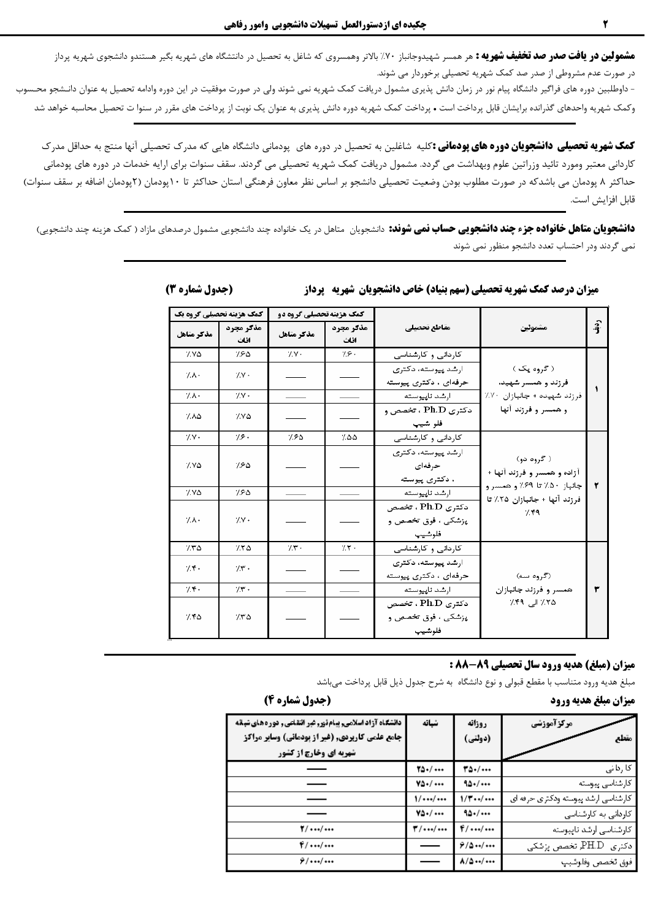**مشمولین دریافت صدر صد تخفیف شهریه :** هر همسر شهیدوجانباز ۷۰٪ بالاتر وهمسروی که شاغل به تحصیل در دانشگاه های شهریه بگیر هستندو دانشجوی شهریه پرداز در صورت عدم مشروطی از صدر صد کمک شهریه تحصیلی برخوردار می شوند.

- داوطلبین دوره های فراگیر دانشگاه پیام نور در زمان دانش پذیری مشمول دریافت کمک شهریه نمی شوند ولی در صورت موفقیت در این دوره وادامه تحصیل به عنوان دانشجو محسوب وکمک شهریه واحدهای گذرانده برایشان قابل پرداخت است • پرداخت کمک شهریه دوره دانش پذیری به عنوان یک نوبت از پرداخت های مقرر در سنوا ت تحصیل محاسبه خواهد شد

**کمک شهریه تحصیلی دانشجویان دوره های پودمانی :** کلیه شاغلین به تحصیل در دوره های پودمانی دانشگاه هایی که مدرک تحصیلی آنها منتج به حداقل مدرک کاردانی معتبر ومورد تائید وزراتین علوم وبهداشت می گردد. مشمول دریافت کمک شهریه تحصیلی می گردند. سقف سنوات برای ارایه خدمات در دوره های پودمانی حداکثر ۸ پودمان می باشدکه در صورت مطلوب بودن وضعیت تحصیلی دانشجو بر اساس نظر معاون فرهنگی استان حداکثر تا ۱۰ پودمان (۲پودمان اضافه بر سقف سنوات) قابل افزایش است.

**دانشجویان متاهل خانواده جزء چند دانشجویی حساب نمی شوند:** دانشجویان متاهل در یک خانواده چند دانشجویی مشمول درصدهای مازاد ( کمک هزینه چند دانشجویی) نمی گردند ودر احتساب تعدد دانشجو منظور نمی شوند

**میزان درصد کمک شهریه تحصیلی (سهم بنیاد) خاص دانشجویان شهریه پرداز** **(جدول شماره ۳)**

| ردیف | مشمولین | مقاطع تحصیلی | کمک هزینه تحصیلی گروه دو - مذکر مجرد اناث | کمک هزینه تحصیلی گروه دو - مذکر متاهل | کمک هزینه تحصیلی گروه یک - مذکر مجرد اناث | کمک هزینه تحصیلی گروه یک - مذکر متاهل |
|---|---|---|---|---|---|---|
| ۱ | ( گروه یک ) فرزند و همسر شهید، فرزند شهیده + جانبازان ۷۰٪ و همسر و فرزند آنها | کاردانی و کارشناسی | ٪۶۰ | ٪۷۰ | ٪۶۵ | ٪۷۵ |
| | | ارشد پیوسته، دکتری حرفه‌ای ، دکتری پیوسته | ـــــ | ـــــ | ٪۷۰ | ٪۸۰ |
| | | ارشد ناپیوسته | ـــــ | ـــــ | ٪۷۰ | ٪۸۰ |
| | | دکتری Ph.D ، تخصص و فلو شیپ | ـــــ | ـــــ | ٪۷۵ | ٪۸۵ |
| ۲ | ( گروه دو) آزاده و همسر و فرزند آنها + جانباز ۵۰٪ تا ۶۹٪ و همسر و فرزند آنها + جانبازان ۲۵٪ تا ۴۹٪ | کاردانی و کارشناسی | ٪۵۵ | ٪۶۵ | ٪۶۰ | ٪۷۰ |
| | | ارشد پیوسته، دکتری حرفه‌ای ، دکتری پیوسته | ـــــ | ـــــ | ٪۶۵ | ٪۷۵ |
| | | ارشد ناپیوسته | ـــــ | ـــــ | ٪۶۵ | ٪۷۵ |
| | | دکتری Ph.D ، تخصص پزشکی ، فوق تخصص و فلوشیپ | ـــــ | ـــــ | ٪۷۰ | ٪۸۰ |
| ۳ | (گروه سه) همسر و فرزند جانبازان ۲۵٪ الی ۴۹٪ | کاردانی و کارشناسی | ٪۲۰ | ٪۳۰ | ٪۲۵ | ٪۳۵ |
| | | ارشد پیوسته، دکتری حرفه‌ای ، دکتری پیوسته | ـــــ | ـــــ | ٪۳۰ | ٪۴۰ |
| | | ارشد ناپیوسته | ـــــ | ـــــ | ٪۳۰ | ٪۴۰ |
| | | دکتری Ph.D ، تخصص پزشکی ، فوق تخصص و فلوشیپ | ـــــ | ـــــ | ٪۳۵ | ٪۴۵ |

**میزان (مبلغ) هدیه ورود سال تحصیلی ۸۹–۸۸ :**

مبلغ هدیه ورود متناسب با مقطع قبولی و نوع دانشگاه به شرح جدول ذیل قابل پرداخت می‌باشد

**میزان مبلغ هدیه ورود** **(جدول شماره ۴)**

| مقطع / مرکز آموزشی | روزانه (دولتی) | شبانه | دانشگاه آزاد اسلامی، پیام‌نور، غیر انتفاعی، دوره‌های شبانه جامع علمی کاربردی، (غیر از پودمانی) وسایر مراکز شهریه ای وخارج از کشور |
|---|---|---|---|
| کاردانی | ۳۵۰/۰۰۰ | ۲۵۰/۰۰۰ | ـــــ |
| کارشناسی پیوسته | ۹۵۰/۰۰۰ | ۷۵۰/۰۰۰ | ـــــ |
| کارشناسی ارشد پیوسته ودکتری حرفه ای | ۱/۳۰۰/۰۰۰ | ۱/۰۰۰/۰۰۰ | ـــــ |
| کاردانی به کارشناسی | ۹۵۰/۰۰۰ | ۷۵۰/۰۰۰ | ـــــ |
| کارشناسی ارشد ناپیوسته | ۴/۰۰۰/۰۰۰ | ۳/۰۰۰/۰۰۰ | ۲/۰۰۰/۰۰۰ |
| دکتری PH.D، تخصص پزشکی | ۶/۵۰۰/۰۰۰ | ـــــ | ۴/۰۰۰/۰۰۰ |
| فوق تخصص وفلوشیپ | ۸/۵۰۰/۰۰۰ | ـــــ | ۶/۰۰۰/۰۰۰ |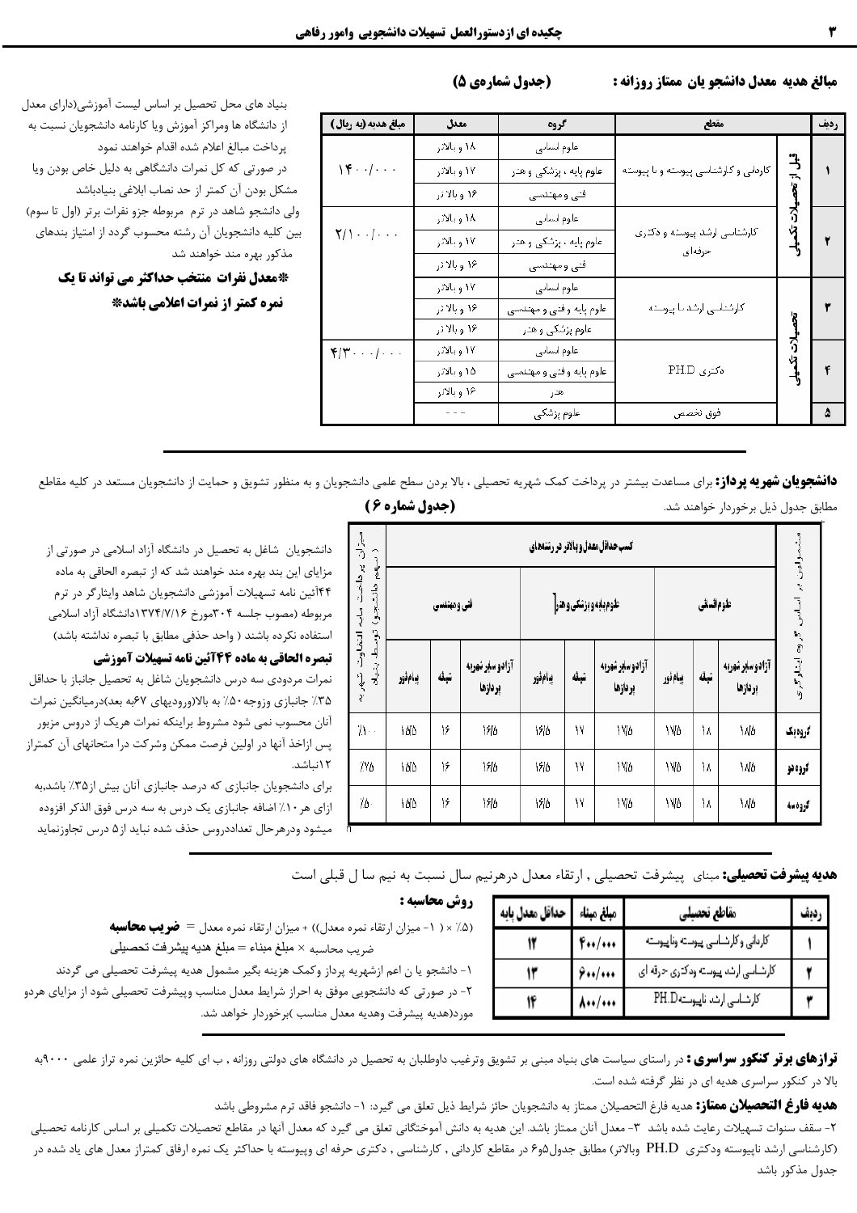## مبالغ هدیه معدل دانشجویان ممتاز روزانه : (جدول شماره‌ی ۵)

| ردیف | | مقطع | گروه | معدل | مبلغ هدیه (به ریال) |
|---|---|---|---|---|---|
| ۱ | قبل از تحصیلات تکمیلی | کاردانی و کارشناسی پیوسته و ناپیوسته | علوم انسانی | ۱۸ و بالاتر | ۱۴۰۰/۰۰۰ |
| | | | علوم پایه ، پزشکی و هنر | ۱۷ و بالاتر | |
| | | | فنی و مهندسی | ۱۶ و بالاتر | |
| ۲ | | کارشناسی ارشد پیوسته و دکتری حرفه‌ای | علوم انسانی | ۱۸ و بالاتر | ۲/۱۰۰/۰۰۰ |
| | | | علوم پایه ، پزشکی و هنر | ۱۷ و بالاتر | |
| | | | فنی و مهندسی | ۱۶ و بالاتر | |
| ۳ | تحصیلات تکمیلی | کارشناسی ارشد ناپیوسته | علوم انسانی | ۱۷ و بالاتر | |
| | | | علوم پایه و فنی و مهندسی | ۱۶ و بالاتر | |
| | | | علوم پزشکی و هنر | ۱۶ و بالاتر | |
| ۴ | | دکتری PH.D | علوم انسانی | ۱۷ و بالاتر | ۴/۳۰۰۰/۰۰۰ |
| | | | علوم پایه و فنی و مهندسی | ۱۵ و بالاتر | |
| | | | هنر | ۱۶ و بالاتر | |
| ۵ | | فوق تخصص | علوم پزشکی | - - - | |

بنیاد های محل تحصیل بر اساس لیست آموزشی(دارای معدل از دانشگاه ها ومراکز آموزش ویا کارنامه دانشجویان نسبت به پرداخت مبالغ اعلام شده اقدام خواهند نمود

در صورتی که کل نمرات دانشگاهی به دلیل خاص بودن ویا مشکل بودن آن کمتر از حد نصاب ابلاغی بنیادباشد ولی دانشجو شاهد در ترم مربوطه جزو نفرات برتر (اول تا سوم) بین کلیه دانشجویان آن رشته محسوب گردد از امتیاز بندهای مذکور بهره مند خواهند شد

**\*معدل نفرات منتخب حداکثر می تواند تا یک نمره کمتر از نمرات اعلامی باشد\***

---

**دانشجویان شهریه پرداز:** برای مساعدت بیشتر در پرداخت کمک شهریه تحصیلی ، بالا بردن سطح علمی دانشجویان و به منظور تشویق و حمایت از دانشجویان مستعد در کلیه مقاطع مطابق جدول ذیل برخوردار خواهند شد.

**(جدول شماره ۶)**

| مشمولین بر اساس گروه ایثارگری | کسب حداقل معدل و بالاتر در رشته‌های | | | | | | | | | میزان پرداخت پایه التفاوت شهریه ( سهم دانشجو توسط بنیاد ) |
|---|---|---|---|---|---|---|---|---|---|---|
| | علوم انسانی | | | علوم پایه و پزشکی و هنر | | | فنی و مهندسی | | | |
| | آزاد و سایر شهریه پردازها | شبانه | پیام نور | آزاد و سایر شهریه پردازها | شبانه | پیام نور | آزاد و سایر شهریه پردازها | شبانه | پیام نور | |
| گروه یک | ۱۸/۵ | ۱۸ | ۱۷/۵ | ۱۷/۵ | ۱۷ | ۱۶/۵ | ۱۶/۵ | ۱۶ | ۱۵/۵ | ٪۱۰۰ |
| گروه دو | ۱۸/۵ | ۱۸ | ۱۷/۵ | ۱۷/۵ | ۱۷ | ۱۶/۵ | ۱۶/۵ | ۱۶ | ۱۵/۵ | ٪۷۵ |
| گروه سه | ۱۸/۵ | ۱۸ | ۱۷/۵ | ۱۷/۵ | ۱۷ | ۱۶/۵ | ۱۶/۵ | ۱۶ | ۱۵/۵ | ٪۵۰ |

دانشجویان شاغل به تحصیل در دانشگاه آزاد اسلامی در صورتی از مزایای این بند بهره مند خواهند شد که از تبصره الحاقی به ماده ۴۴آئین نامه تسهیلات آموزشی دانشجویان شاهد وایثارگر در ترم مربوطه (مصوب جلسه ۳۰۴مورخ ۱۳۷۴/۷/۱۶دانشگاه آزاد اسلامی استفاده نکرده باشند ( واحد حذفی مطابق با تبصره نداشته باشد)

**تبصره الحاقی به ماده ۴۴آئین نامه تسهیلات آموزشی**

نمرات مردودی سه درس دانشجویان شاغل به تحصیل جانباز با حداقل ٪۳۵ جانبازی وزوجه٪۵۰ به بالا(ورودیهای ۶۷به بعد)درمیانگین نمرات آنان محسوب نمی شود مشروط براینکه نمرات هریک از دروس مزبور پس ازاخذ آنها در اولین فرصت ممکن وشرکت درا متحانهای آن کمتراز ۱۲نباشد.

برای دانشجویان جانبازی که درصد جانبازی آنان بیش از٪۳۵ باشد،به ازای هر ٪۱۰ اضافه جانبازی یک درس به سه درس فوق الذکر افزوده میشود ودرهرحال تعداددروس حذف شده نباید از۵ درس تجاوزنماید

---

**هدیه پیشرفت تحصیلی:** مبنای پیشرفت تحصیلی , ارتقاء معدل درهرنیم سال نسبت به نیم سا ل قبلی است

| ردیف | مقاطع تحصیلی | مبلغ مبناء | حداقل معدل پایه |
|---|---|---|---|
| ۱ | کاردانی و کارشناسی پیوسته وناپیوسته | ۴۰۰/۰۰۰ | ۱۲ |
| ۲ | کارشناسی ارشد پیوسته ودکتری حرفه ای | ۶۰۰/۰۰۰ | ۱۳ |
| ۳ | کارشناسی ارشد ناپیوسته PH.Dـ | ۸۰۰/۰۰۰ | ۱۴ |

**روش محاسبه :**

(٪۵ × ( ۱- میزان ارتقاء نمره معدل)) + میزان ارتقاء نمره معدل = **ضریب محاسبه**

ضریب محاسبه × مبلغ مبناء = مبلغ هدیه پیشرفت تحصیلی

۱- دانشجو یا ن اعم ازشهریه پرداز وکمک هزینه بگیر مشمول هدیه پیشرفت تحصیلی می گردند

۲- در صورتی که دانشجویی موفق به احراز شرایط معدل مناسب وپیشرفت تحصیلی شود از مزایای هردو مورد(هدیه پیشرفت تحصیلی وهدیه معدل مناسب )برخوردار خواهد شد.

---

**ترازهای برتر کنکور سراسری :** در راستای سیاست های بنیاد مبنی بر تشویق وترغیب داوطلبان به تحصیل در دانشگاه های دولتی روزانه , ب ای کلیه حائزین نمره تراز علمی ۹۰۰۰به بالا در کنکور سراسری هدیه ای در نظر گرفته شده است.

**هدیه فارغ التحصیلان ممتاز:** هدیه فارغ التحصیلان ممتاز به دانشجویان حائز شرایط ذیل تعلق می گیرد: ۱- دانشجو فاقد ترم مشروطی باشد ۲- سقف سنوات تسهیلات رعایت شده باشد ۳- معدل آنان ممتاز باشد. این هدیه به دانش آموختگانی تعلق می گیرد که معدل آنها در مقاطع تحصیلات تکمیلی بر اساس کارنامه تحصیلی (کارشناسی ارشد ناپیوسته ودکتری PH.D وبالاتر) مطابق جدول۵و۶ در مقاطع کاردانی , کارشناسی , دکتری حرفه ای وپیوسته با حداکثر یک نمره ارفاق کمتراز معدل های یاد شده در جدول مذکور باشد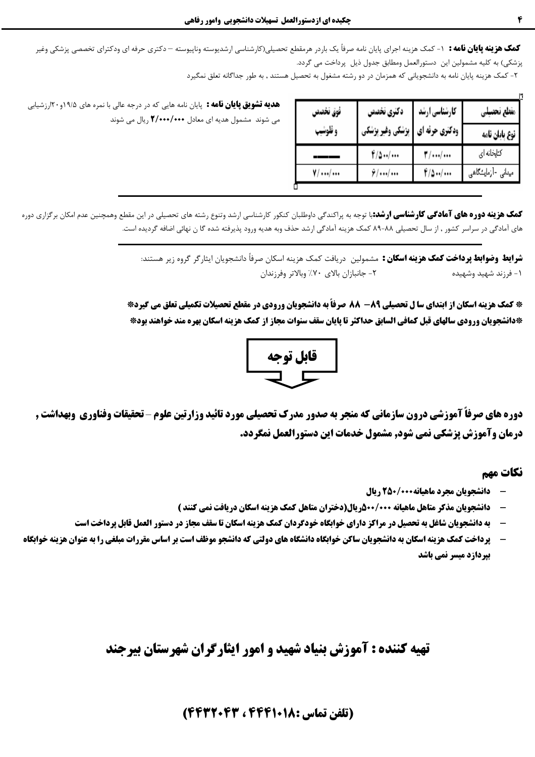**کمک هزینه پایان نامه :** ۱- کمک هزینه اجرای پایان نامه صرفاً یک باردر هرمقطع تحصیلی(کارشناسی ارشدپیوسته وناپیوسته – دکتری حرفه ای ودکترای تخصصی پزشکی وغیر پزشکی) به کلیه مشمولین این دستورالعمل ومطابق جدول ذیل پرداخت می گردد.

۲- کمک هزینه پایان نامه به دانشجویانی که همزمان در دو رشته مشغول به تحصیل هستند , به طور جداگانه تعلق نگیرد

| مقطع تحصیلی / نوع پایان نامه | کارشناسی ارشد ودکتری حرفه ای | دکتری تخصص پزشکی وغیر پزشکی | فوق تخصص وفلوشیپ |
|---|---|---|---|
| کتابخانه ای | ۳/۰۰۰/۰۰۰ | ۴/۵۰۰/۰۰۰ | ـــــــ |
| میدانی -آزمایشگاهی | ۴/۵۰۰/۰۰۰ | ۶/۰۰۰/۰۰۰ | ۷/۰۰۰/۰۰۰ |

**هدیه تشویق پایان نامه :** پایان نامه هایی که در درجه عالی با نمره های ۱۹/۵و۲۰ارزشیابی می شوند مشمول هدیه ای معادل **۲/۰۰۰/۰۰۰** ریال می شوند

**کمک هزینه دوره های آمادگی کارشناسی ارشد:**با توجه به پراکندگی داوطلبان کنکور کارشناسی ارشد وتنوع رشته های تحصیلی در این مقطع وهمچنین عدم امکان برگزاری دوره های آمادگی در سراسر کشور , از سال تحصیلی ۸۸-۸۹ کمک هزینه آمادگی ارشد حذف وبه هدیه ورود پذیرفته شده گا ن نهائی اضافه گردیده است.

**شرایط وضوابط پرداخت کمک هزینه اسکان :** مشمولین دریافت کمک هزینه اسکان صرفاً دانشجویان ایثارگر گروه زیر هستند:

۱- فرزند شهید وشهیده ۲- جانبازان بالای ۷۰٪ وبالاتر وفرزندان

**\* کمک هزینه اسکان از ابتدای سا ل تحصیلی ۸۹– ۸۸ صرفاً به دانشجویان ورودی در مقطع تحصیلات تکمیلی تعلق می گیرد\***

**\*دانشجویان ورودی سالهای قبل کمافی السابق حداکثر تا پایان سقف سنوات مجاز از کمک هزینه اسکان بهره مند خواهند بود\***

**قابل توجه**

**دوره های صرفاً آموزشی درون سازمانی که منجر به صدور مدرک تحصیلی مورد تائید وزارتین علوم – تحقیقات وفناوری وبهداشت , درمان وآموزش پزشکی نمی شود, مشمول خدمات این دستورالعمل نمگردد.**

## نکات مهم

- **دانشجویان مجرد ماهیانه۲۵۰/۰۰۰ ریال**
- **دانشجویان مذکر متاهل ماهیانه ۵۰۰/۰۰۰ریال(دختران متاهل کمک هزینه اسکان دریافت نمی کنند )**
- **به دانشجویان شاغل به تحصیل در مراکز دارای خوابگاه خودگردان کمک هزینه اسکان تا سقف مجاز در دستور العمل قابل پرداخت است**
- **پرداخت کمک هزینه اسکان به دانشجویان ساکن خوابگاه دانشگاه های دولتی که دانشجو موظف است بر اساس مقررات مبلغی را به عنوان هزینه خوابگاه بپردازد میسر نمی باشد**

## تهیه کننده : آموزش بنیاد شهید و امور ایثارگران شهرستان بیرجند

**(تلفن تماس :۴۴۴۱۰۱۸ ، ۴۴۳۲۰۴۳)**